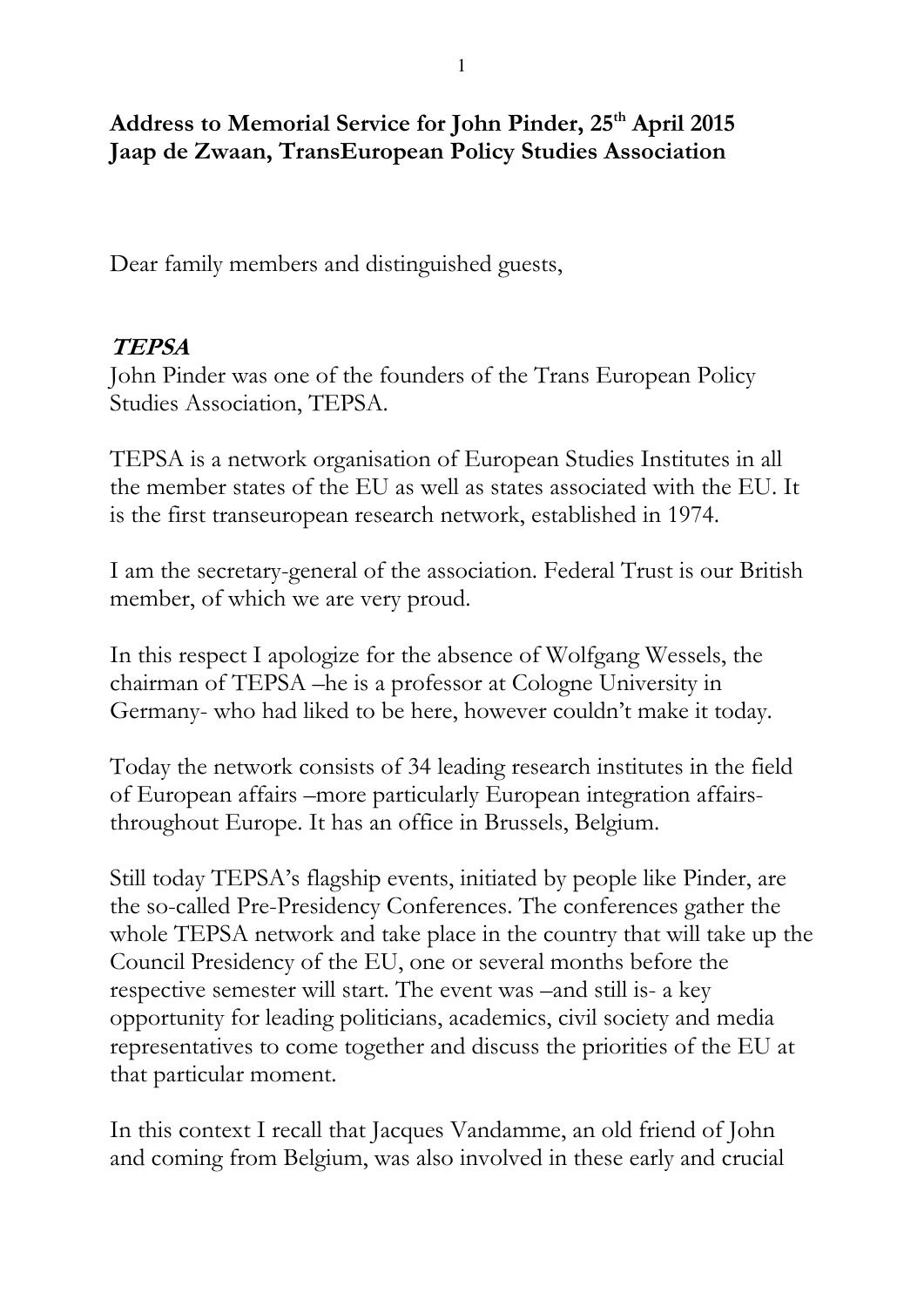**Address to Memorial Service for John Pinder, 25th April 2015**
**Jaap de Zwaan, TransEuropean Policy Studies Association**

Dear family members and distinguished guests,

## ***TEPSA***

John Pinder was one of the founders of the Trans European Policy Studies Association, TEPSA.

TEPSA is a network organisation of European Studies Institutes in all the member states of the EU as well as states associated with the EU. It is the first transeuropean research network, established in 1974.

I am the secretary-general of the association. Federal Trust is our British member, of which we are very proud.

In this respect I apologize for the absence of Wolfgang Wessels, the chairman of TEPSA –he is a professor at Cologne University in Germany- who had liked to here, however couldn't make it today.

Today the network consists of 34 leading research institutes in the field of European affairs –more particularly European integration affairs- throughout Europe. It has an office in Brussels, Belgium.

Still today TEPSA's flagship events, initiated by people like Pinder, are the so-called Pre-Presidency Conferences. The conferences gather the whole TEPSA network and take place in the country that will take up the Council Presidency of the EU, one or several months before the respective semester will start. The event was –and still is- a key opportunity for leading politicians, academics, civil society and media representatives to come together and discuss the priorities of the EU at that particular moment.

In this context I recall that Jacques Vandamme, an old friend of John and coming from Belgium, was also involved in these early and crucial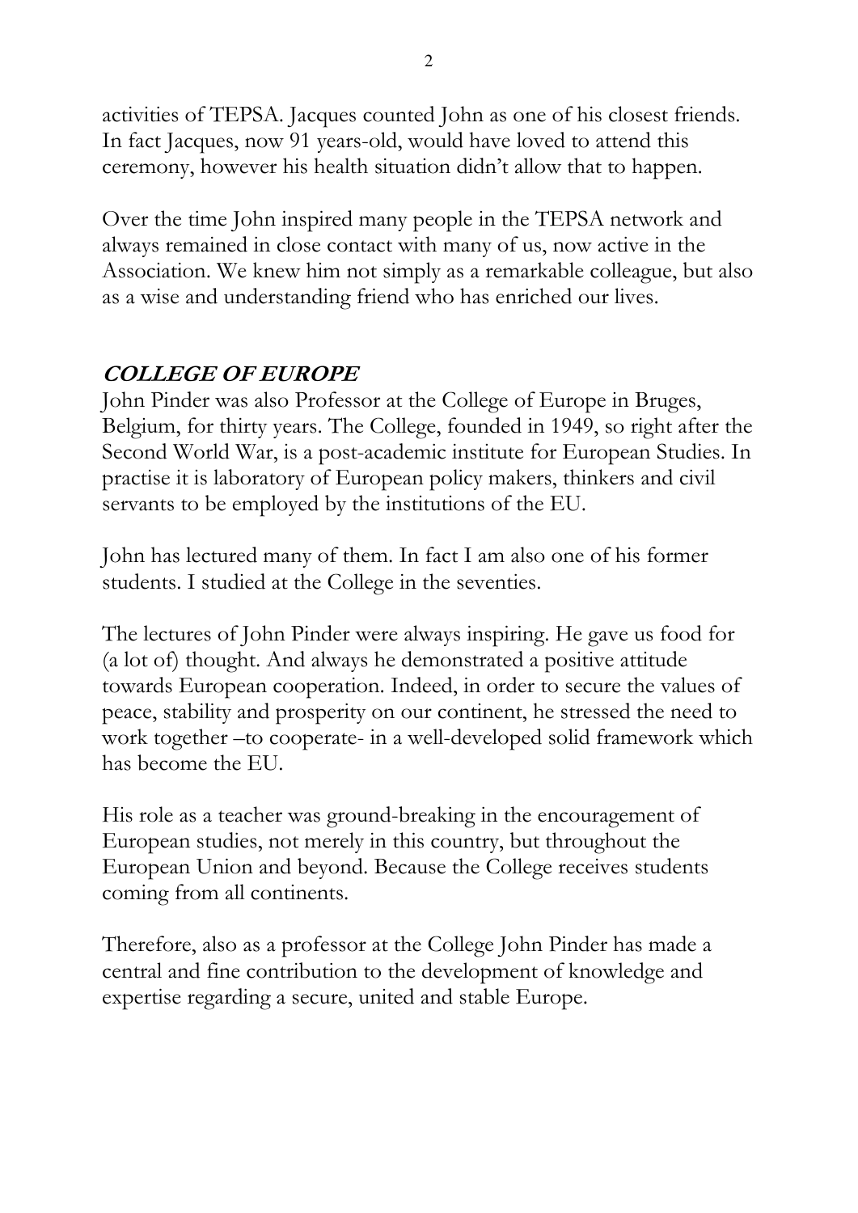activities of TEPSA. Jacques counted John as one of his closest friends. In fact Jacques, now 91 years-old, would have loved to attend this ceremony, however his health situation didn't allow that to happen.

Over the time John inspired many people in the TEPSA network and always remained in close contact with many of us, now active in the Association. We knew him not simply as a remarkable colleague, but also as a wise and understanding friend who has enriched our lives.

## ***COLLEGE OF EUROPE***

John Pinder was also Professor at the College of Europe in Bruges, Belgium, for thirty years. The College, founded in 1949, so right after the Second World War, is a post-academic institute for European Studies. In practise it is laboratory of European policy makers, thinkers and civil servants to be employed by the institutions of the EU.

John has lectured many of them. In fact I am also one of his former students. I studied at the College in the seventies.

The lectures of John Pinder were always inspiring. He gave us food for (a lot of) thought. And always he demonstrated a positive attitude towards European cooperation. Indeed, in order to secure the values of peace, stability and prosperity on our continent, he stressed the need to work together –to cooperate- in a well-developed solid framework which has become the EU.

His role as a teacher was ground-breaking in the encouragement of European studies, not merely in this country, but throughout the European Union and beyond. Because the College receives students coming from all continents.

Therefore, also as a professor at the College John Pinder has made a central and fine contribution to the development of knowledge and expertise regarding a secure, united and stable Europe.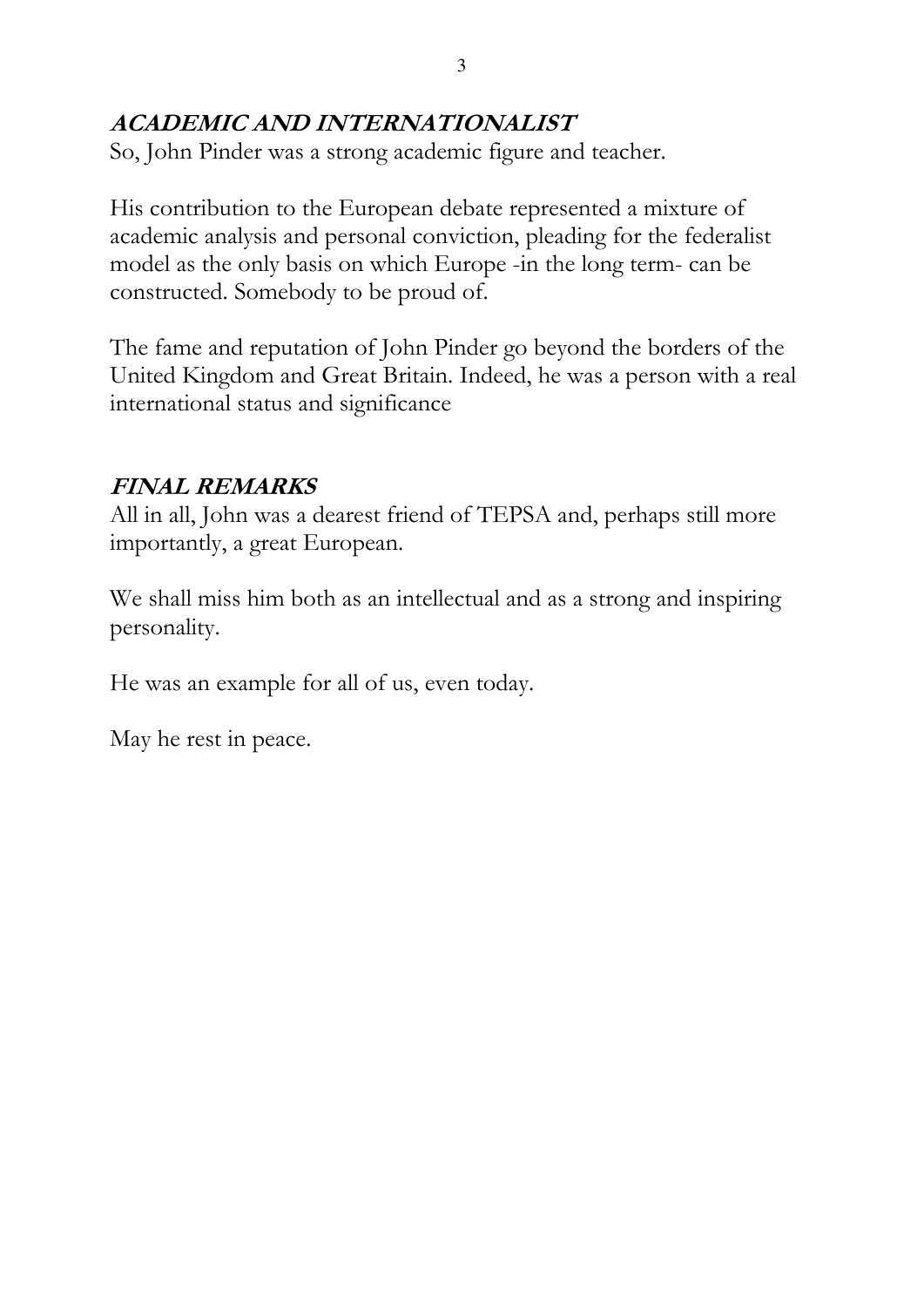## ***ACADEMIC AND INTERNATIONALIST***

So, John Pinder was a strong academic figure and teacher.

His contribution to the European debate represented a mixture of academic analysis and personal conviction, pleading for the federalist model as the only basis on which Europe -in the long term- can be constructed. Somebody to be proud of.

The fame and reputation of John Pinder go beyond the borders of the United Kingdom and Great Britain. Indeed, he was a person with a real international status and significance

## ***FINAL REMARKS***

All in all, John was a dearest friend of TEPSA and, perhaps still more importantly, a great European.

We shall miss him both as an intellectual and as a strong and inspiring personality.

He was an example for all of us, even today.

May he rest in peace.